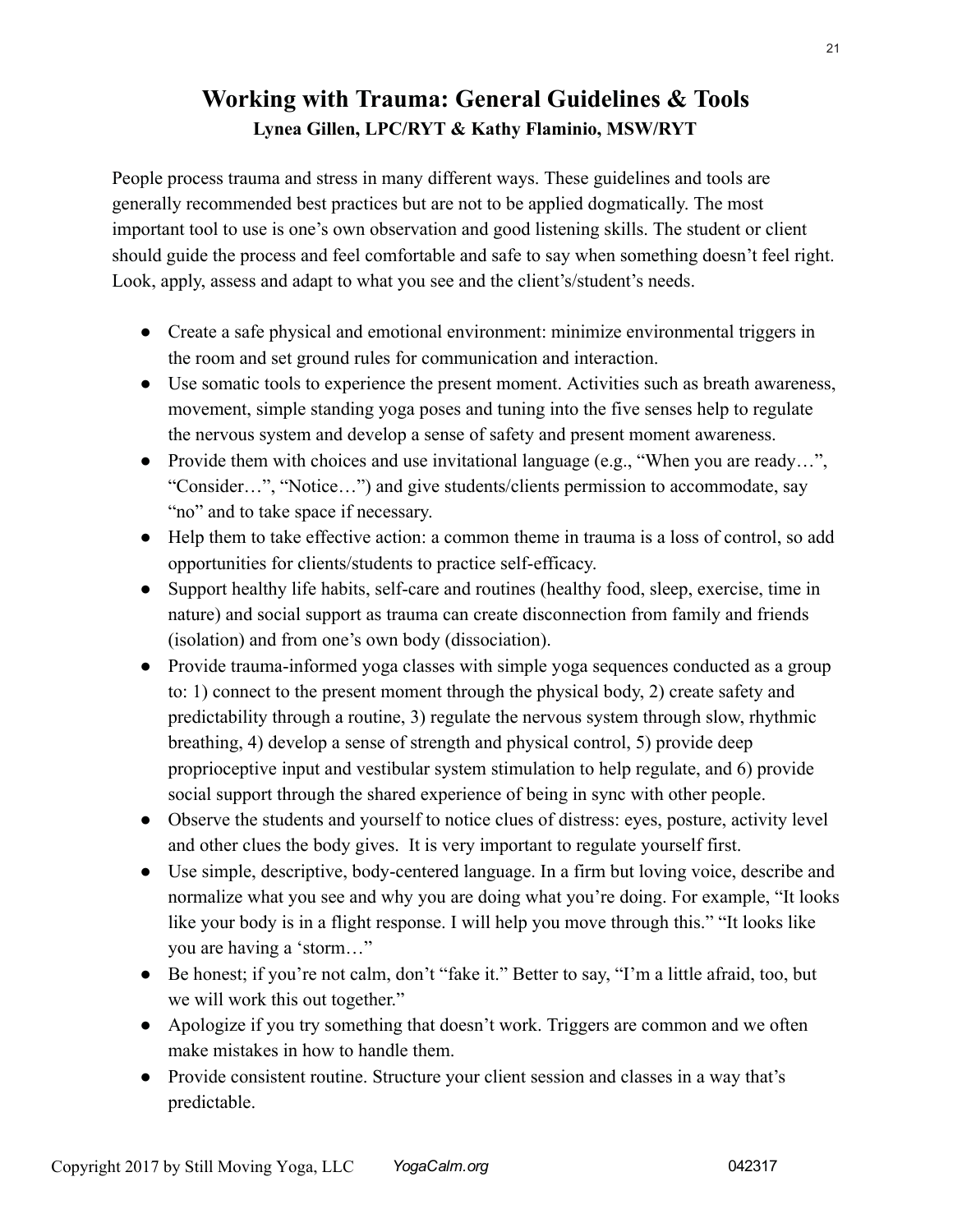# Working with Trauma: General Guidelines & Tools

**Lynea Gillen, LPC/RYT & Kathy Flaminio, MSW/RYT**

People process trauma and stress in many different ways. These guidelines and tools are generally recommended best practices but are not to be applied dogmatically. The most important tool to use is one's own observation and good listening skills. The student or client should guide the process and feel comfortable and safe to say when something doesn't feel right. Look, apply, assess and adapt to what you see and the client's/student's needs.

- Create a safe physical and emotional environment: minimize environmental triggers in the room and set ground rules for communication and interaction.
- Use somatic tools to experience the present moment. Activities such as breath awareness, movement, simple standing yoga poses and tuning into the five senses help to regulate the nervous system and develop a sense of safety and present moment awareness.
- Provide them with choices and use invitational language (e.g., "When you are ready…", "Consider…", "Notice…") and give students/clients permission to accommodate, say "no" and to take space if necessary.
- Help them to take effective action: a common theme in trauma is a loss of control, so add opportunities for clients/students to practice self-efficacy.
- Support healthy life habits, self-care and routines (healthy food, sleep, exercise, time in nature) and social support as trauma can create disconnection from family and friends (isolation) and from one's own body (dissociation).
- Provide trauma-informed yoga classes with simple yoga sequences conducted as a group to: 1) connect to the present moment through the physical body, 2) create safety and predictability through a routine, 3) regulate the nervous system through slow, rhythmic breathing, 4) develop a sense of strength and physical control, 5) provide deep proprioceptive input and vestibular system stimulation to help regulate, and 6) provide social support through the shared experience of being in sync with other people.
- Observe the students and yourself to notice clues of distress: eyes, posture, activity level and other clues the body gives. It is very important to regulate yourself first.
- Use simple, descriptive, body-centered language. In a firm but loving voice, describe and normalize what you see and why you are doing what you're doing. For example, "It looks like your body is in a flight response. I will help you move through this." "It looks like you are having a 'storm…"
- Be honest; if you're not calm, don't "fake it." Better to say, "I'm a little afraid, too, but we will work this out together."
- Apologize if you try something that doesn't work. Triggers are common and we often make mistakes in how to handle them.
- Provide consistent routine. Structure your client session and classes in a way that's predictable.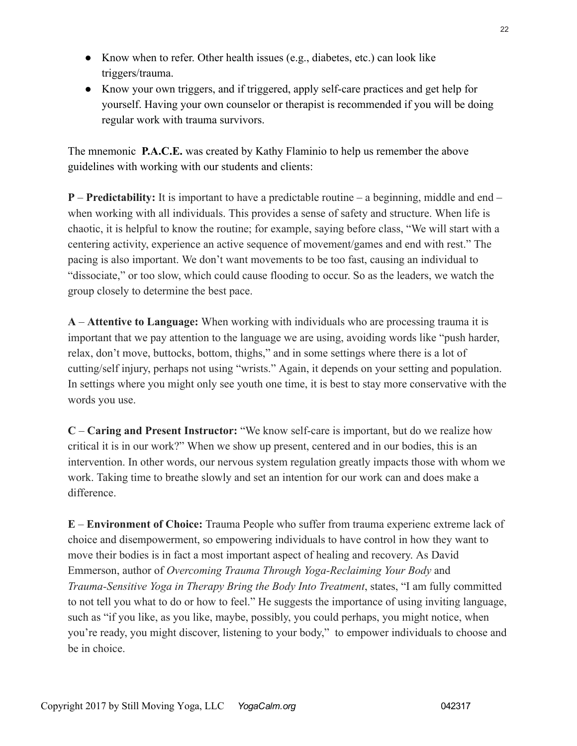- Know when to refer. Other health issues (e.g., diabetes, etc.) can look like triggers/trauma.
- Know your own triggers, and if triggered, apply self-care practices and get help for yourself. Having your own counselor or therapist is recommended if you will be doing regular work with trauma survivors.

The mnemonic **P.A.C.E.** was created by Kathy Flaminio to help us remember the above guidelines with working with our students and clients:

**P** – **Predictability:** It is important to have a predictable routine – a beginning, middle and end – when working with all individuals. This provides a sense of safety and structure. When life is chaotic, it is helpful to know the routine; for example, saying before class, "We will start with a centering activity, experience an active sequence of movement/games and end with rest." The pacing is also important. We don't want movements to be too fast, causing an individual to "dissociate," or too slow, which could cause flooding to occur. So as the leaders, we watch the group closely to determine the best pace.

**A** – **Attentive to Language:** When working with individuals who are processing trauma it is important that we pay attention to the language we are using, avoiding words like "push harder, relax, don't move, buttocks, bottom, thighs," and in some settings where there is a lot of cutting/self injury, perhaps not using "wrists." Again, it depends on your setting and population. In settings where you might only see youth one time, it is best to stay more conservative with the words you use.

**C** – **Caring and Present Instructor:** "We know self-care is important, but do we realize how critical it is in our work?" When we show up present, centered and in our bodies, this is an intervention. In other words, our nervous system regulation greatly impacts those with whom we work. Taking time to breathe slowly and set an intention for our work can and does make a difference.

**E** – **Environment of Choice:** Trauma People who suffer from trauma experienc extreme lack of choice and disempowerment, so empowering individuals to have control in how they want to move their bodies is in fact a most important aspect of healing and recovery. As David Emmerson, author of *Overcoming Trauma Through Yoga-Reclaiming Your Body* and *Trauma-Sensitive Yoga in Therapy Bring the Body Into Treatment*, states, "I am fully committed to not tell you what to do or how to feel." He suggests the importance of using inviting language, such as "if you like, as you like, maybe, possibly, you could perhaps, you might notice, when you're ready, you might discover, listening to your body," to empower individuals to choose and be in choice.